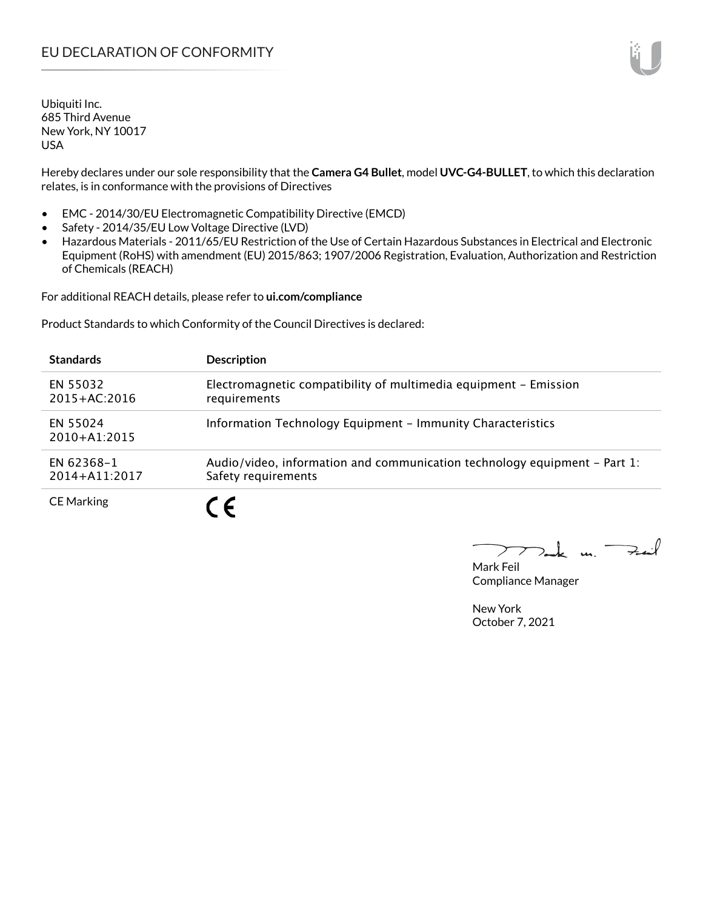# EU DECLARATION OF CONFORMITY

Ubiquiti Inc.
685 Third Avenue
New York, NY 10017
USA

Hereby declares under our sole responsibility that the **Camera G4 Bullet**, model **UVC-G4-BULLET**, to which this declaration relates, is in conformance with the provisions of Directives

- EMC - 2014/30/EU Electromagnetic Compatibility Directive (EMCD)
- Safety - 2014/35/EU Low Voltage Directive (LVD)
- Hazardous Materials - 2011/65/EU Restriction of the Use of Certain Hazardous Substances in Electrical and Electronic Equipment (RoHS) with amendment (EU) 2015/863; 1907/2006 Registration, Evaluation, Authorization and Restriction of Chemicals (REACH)

For additional REACH details, please refer to **ui.com/compliance**

Product Standards to which Conformity of the Council Directives is declared:

| Standards | Description |
| --- | --- |
| EN 55032 2015+AC:2016 | Electromagnetic compatibility of multimedia equipment – Emission requirements |
| EN 55024 2010+A1:2015 | Information Technology Equipment – Immunity Characteristics |
| EN 62368–1 2014+A11:2017 | Audio/video, information and communication technology equipment – Part 1: Safety requirements |
| CE Marking | CE |

Mark Feil
Compliance Manager

New York
October 7, 2021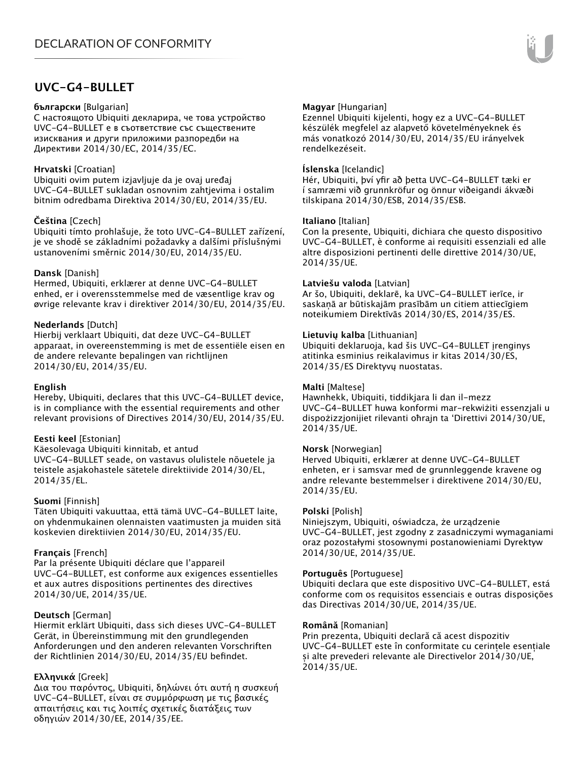# DECLARATION OF CONFORMITY

## UVC-G4-BULLET

**български** [Bulgarian]
С настоящото Ubiquiti декларира, че това устройство UVC-G4-BULLET е в съответствие със съществените изисквания и други приложими разпоредби на Директиви 2014/30/ЕС, 2014/35/ЕС.

**Hrvatski** [Croatian]
Ubiquiti ovim putem izjavljuje da je ovaj uređaj UVC-G4-BULLET sukladan osnovnim zahtjevima i ostalim bitnim odredbama Direktiva 2014/30/EU, 2014/35/EU.

**Čeština** [Czech]
Ubiquiti tímto prohlašuje, že toto UVC-G4-BULLET zařízení, je ve shodě se základními požadavky a dalšími příslušnými ustanoveními směrnic 2014/30/EU, 2014/35/EU.

**Dansk** [Danish]
Hermed, Ubiquiti, erklærer at denne UVC-G4-BULLET enhed, er i overensstemmelse med de væsentlige krav og øvrige relevante krav i direktiver 2014/30/EU, 2014/35/EU.

**Nederlands** [Dutch]
Hierbij verklaart Ubiquiti, dat deze UVC-G4-BULLET apparaat, in overeenstemming is met de essentiële eisen en de andere relevante bepalingen van richtlijnen 2014/30/EU, 2014/35/EU.

**English**
Hereby, Ubiquiti, declares that this UVC-G4-BULLET device, is in compliance with the essential requirements and other relevant provisions of Directives 2014/30/EU, 2014/35/EU.

**Eesti keel** [Estonian]
Käesolevaga Ubiquiti kinnitab, et antud UVC-G4-BULLET seade, on vastavus olulistele nõuetele ja teistele asjakohastele sätetele direktiivide 2014/30/EL, 2014/35/EL.

**Suomi** [Finnish]
Täten Ubiquiti vakuuttaa, että tämä UVC-G4-BULLET laite, on yhdenmukainen olennaisten vaatimusten ja muiden sitä koskevien direktiivien 2014/30/EU, 2014/35/EU.

**Français** [French]
Par la présente Ubiquiti déclare que l'appareil UVC-G4-BULLET, est conforme aux exigences essentielles et aux autres dispositions pertinentes des directives 2014/30/UE, 2014/35/UE.

**Deutsch** [German]
Hiermit erklärt Ubiquiti, dass sich dieses UVC-G4-BULLET Gerät, in Übereinstimmung mit den grundlegenden Anforderungen und den anderen relevanten Vorschriften der Richtlinien 2014/30/EU, 2014/35/EU befindet.

**Ελληνικά** [Greek]
Δια του παρόντος, Ubiquiti, δηλώνει ότι αυτή η συσκευή UVC-G4-BULLET, είναι σε συμμόρφωση με τις βασικές απαιτήσεις και τις λοιπές σχετικές διατάξεις των οδηγιών 2014/30/EE, 2014/35/EE.

**Magyar** [Hungarian]
Ezennel Ubiquiti kijelenti, hogy ez a UVC-G4-BULLET készülék megfelel az alapvető követelményeknek és más vonatkozó 2014/30/EU, 2014/35/EU irányelvek rendelkezéseit.

**Íslenska** [Icelandic]
Hér, Ubiquiti, því yfir að þetta UVC-G4-BULLET tæki er í samræmi við grunnkröfur og önnur viðeigandi ákvæði tilskipana 2014/30/ESB, 2014/35/ESB.

**Italiano** [Italian]
Con la presente, Ubiquiti, dichiara che questo dispositivo UVC-G4-BULLET, è conforme ai requisiti essenziali ed alle altre disposizioni pertinenti delle direttive 2014/30/UE, 2014/35/UE.

**Latviešu valoda** [Latvian]
Ar šo, Ubiquiti, deklarē, ka UVC-G4-BULLET ierīce, ir saskaņā ar būtiskajām prasībām un citiem attiecīgiem noteikumiem Direktīvās 2014/30/ES, 2014/35/ES.

**Lietuvių kalba** [Lithuanian]
Ubiquiti deklaruoja, kad šis UVC-G4-BULLET įrenginys atitinka esminius reikalavimus ir kitas 2014/30/ES, 2014/35/ES Direktyvų nuostatas.

**Malti** [Maltese]
Hawnhekk, Ubiquiti, tiddikjara li dan il-mezz UVC-G4-BULLET huwa konformi mar-rekwiżiti essenzjali u dispożizzjonijiet rilevanti oħrajn ta 'Direttivi 2014/30/UE, 2014/35/UE.

**Norsk** [Norwegian]
Herved Ubiquiti, erklærer at denne UVC-G4-BULLET enheten, er i samsvar med de grunnleggende kravene og andre relevante bestemmelser i direktivene 2014/30/EU, 2014/35/EU.

**Polski** [Polish]
Niniejszym, Ubiquiti, oświadcza, że urządzenie UVC-G4-BULLET, jest zgodny z zasadniczymi wymaganiami oraz pozostałymi stosownymi postanowieniami Dyrektyw 2014/30/UE, 2014/35/UE.

**Português** [Portuguese]
Ubiquiti declara que este dispositivo UVC-G4-BULLET, está conforme com os requisitos essenciais e outras disposições das Directivas 2014/30/UE, 2014/35/UE.

**Română** [Romanian]
Prin prezenta, Ubiquiti declară că acest dispozitiv UVC-G4-BULLET este în conformitate cu cerințele esențiale și alte prevederi relevante ale Directivelor 2014/30/UE, 2014/35/UE.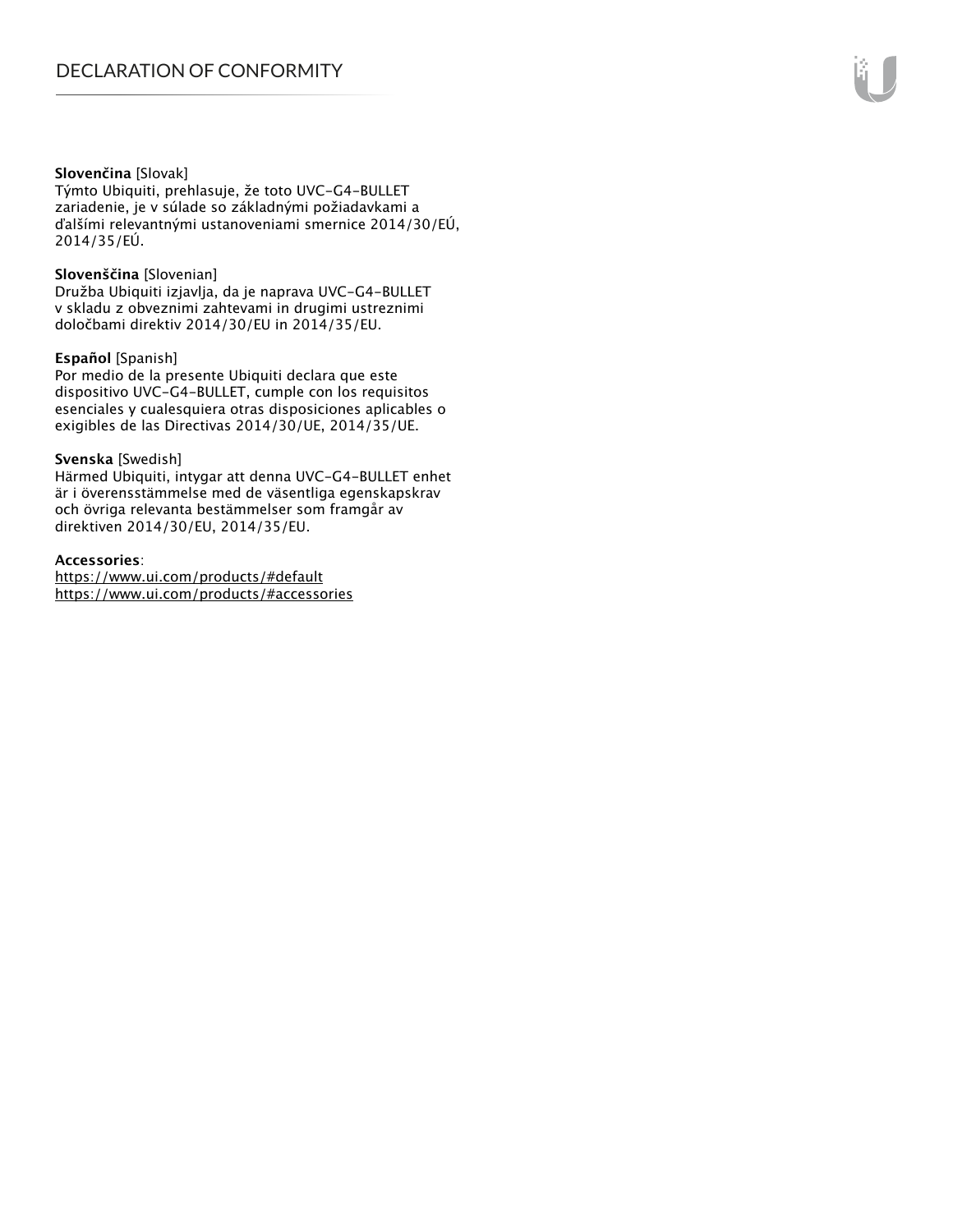**Slovenčina** [Slovak]
Týmto Ubiquiti, prehlasuje, že toto UVC-G4-BULLET zariadenie, je v súlade so základnými požiadavkami a ďalšími relevantnými ustanoveniami smernice 2014/30/EÚ, 2014/35/EÚ.

**Slovenščina** [Slovenian]
Družba Ubiquiti izjavlja, da je naprava UVC-G4-BULLET v skladu z obveznimi zahtevami in drugimi ustreznimi določbami direktiv 2014/30/EU in 2014/35/EU.

**Español** [Spanish]
Por medio de la presente Ubiquiti declara que este dispositivo UVC-G4-BULLET, cumple con los requisitos esenciales y cualesquiera otras disposiciones aplicables o exigibles de las Directivas 2014/30/UE, 2014/35/UE.

**Svenska** [Swedish]
Härmed Ubiquiti, intygar att denna UVC-G4-BULLET enhet är i överensstämmelse med de väsentliga egenskapskrav och övriga relevanta bestämmelser som framgår av direktiven 2014/30/EU, 2014/35/EU.

**Accessories**:
https://www.ui.com/products/#default
https://www.ui.com/products/#accessories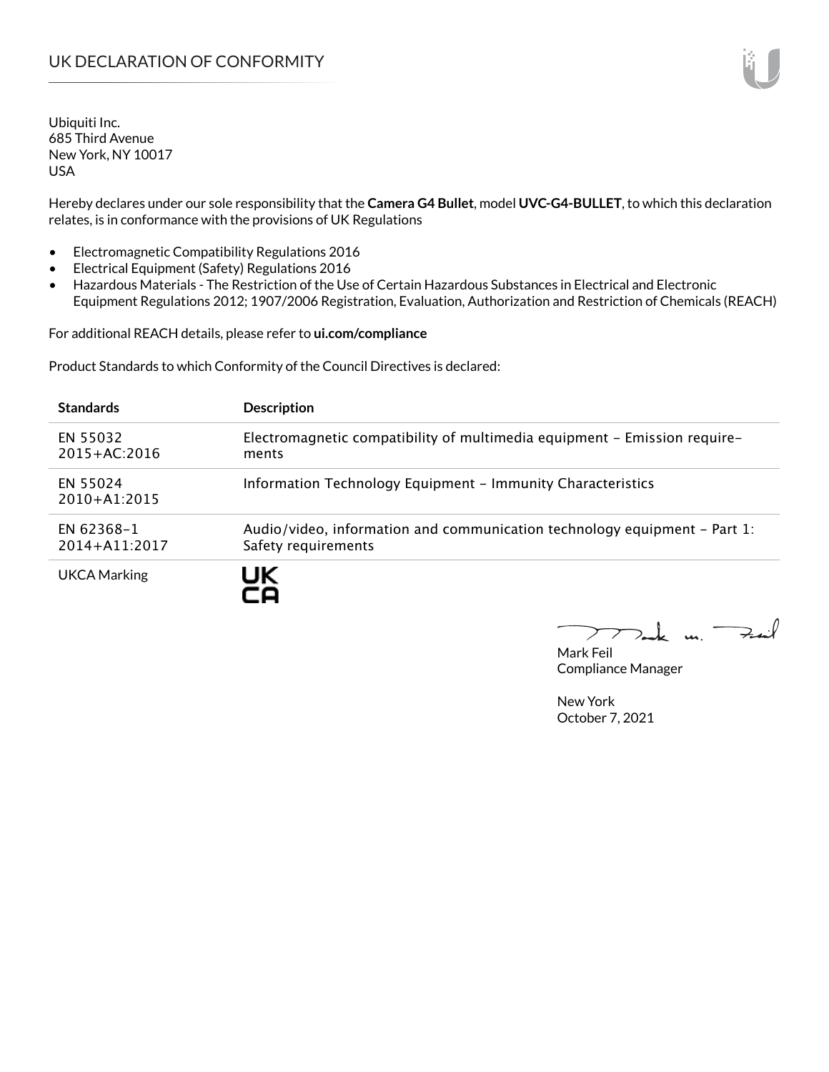# UK DECLARATION OF CONFORMITY

Ubiquiti Inc.
685 Third Avenue
New York, NY 10017
USA

Hereby declares under our sole responsibility that the **Camera G4 Bullet**, model **UVC-G4-BULLET**, to which this declaration relates, is in conformance with the provisions of UK Regulations

- Electromagnetic Compatibility Regulations 2016
- Electrical Equipment (Safety) Regulations 2016
- Hazardous Materials - The Restriction of the Use of Certain Hazardous Substances in Electrical and Electronic Equipment Regulations 2012; 1907/2006 Registration, Evaluation, Authorization and Restriction of Chemicals (REACH)

For additional REACH details, please refer to **ui.com/compliance**

Product Standards to which Conformity of the Council Directives is declared:

| Standards | Description |
|---|---|
| EN 55032 2015+AC:2016 | Electromagnetic compatibility of multimedia equipment – Emission requirements |
| EN 55024 2010+A1:2015 | Information Technology Equipment – Immunity Characteristics |
| EN 62368-1 2014+A11:2017 | Audio/video, information and communication technology equipment – Part 1: Safety requirements |
| UKCA Marking | UK CA |

Mark Feil
Compliance Manager

New York
October 7, 2021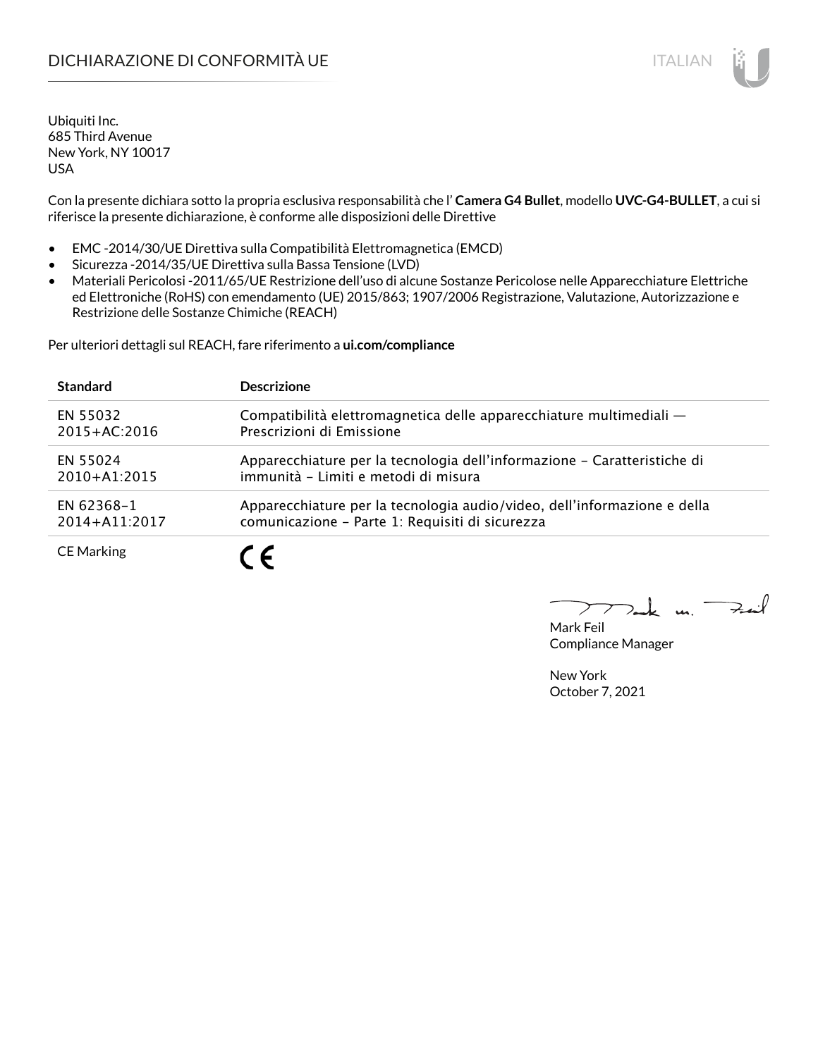# DICHIARAZIONE DI CONFORMITÀ UE

ITALIAN

Ubiquiti Inc.
685 Third Avenue
New York, NY 10017
USA

Con la presente dichiara sotto la propria esclusiva responsabilità che l' **Camera G4 Bullet**, modello **UVC-G4-BULLET**, a cui si riferisce la presente dichiarazione, è conforme alle disposizioni delle Direttive

- EMC -2014/30/UE Direttiva sulla Compatibilità Elettromagnetica (EMCD)
- Sicurezza -2014/35/UE Direttiva sulla Bassa Tensione (LVD)
- Materiali Pericolosi -2011/65/UE Restrizione dell'uso di alcune Sostanze Pericolose nelle Apparecchiature Elettriche ed Elettroniche (RoHS) con emendamento (UE) 2015/863; 1907/2006 Registrazione, Valutazione, Autorizzazione e Restrizione delle Sostanze Chimiche (REACH)

Per ulteriori dettagli sul REACH, fare riferimento a **ui.com/compliance**

| Standard | Descrizione |
|---|---|
| EN 55032 2015+AC:2016 | Compatibilità elettromagnetica delle apparecchiature multimediali — Prescrizioni di Emissione |
| EN 55024 2010+A1:2015 | Apparecchiature per la tecnologia dell'informazione – Caratteristiche di immunità – Limiti e metodi di misura |
| EN 62368–1 2014+A11:2017 | Apparecchiature per la tecnologia audio/video, dell'informazione e della comunicazione – Parte 1: Requisiti di sicurezza |
| CE Marking | CE |

Mark Feil
Compliance Manager

New York
October 7, 2021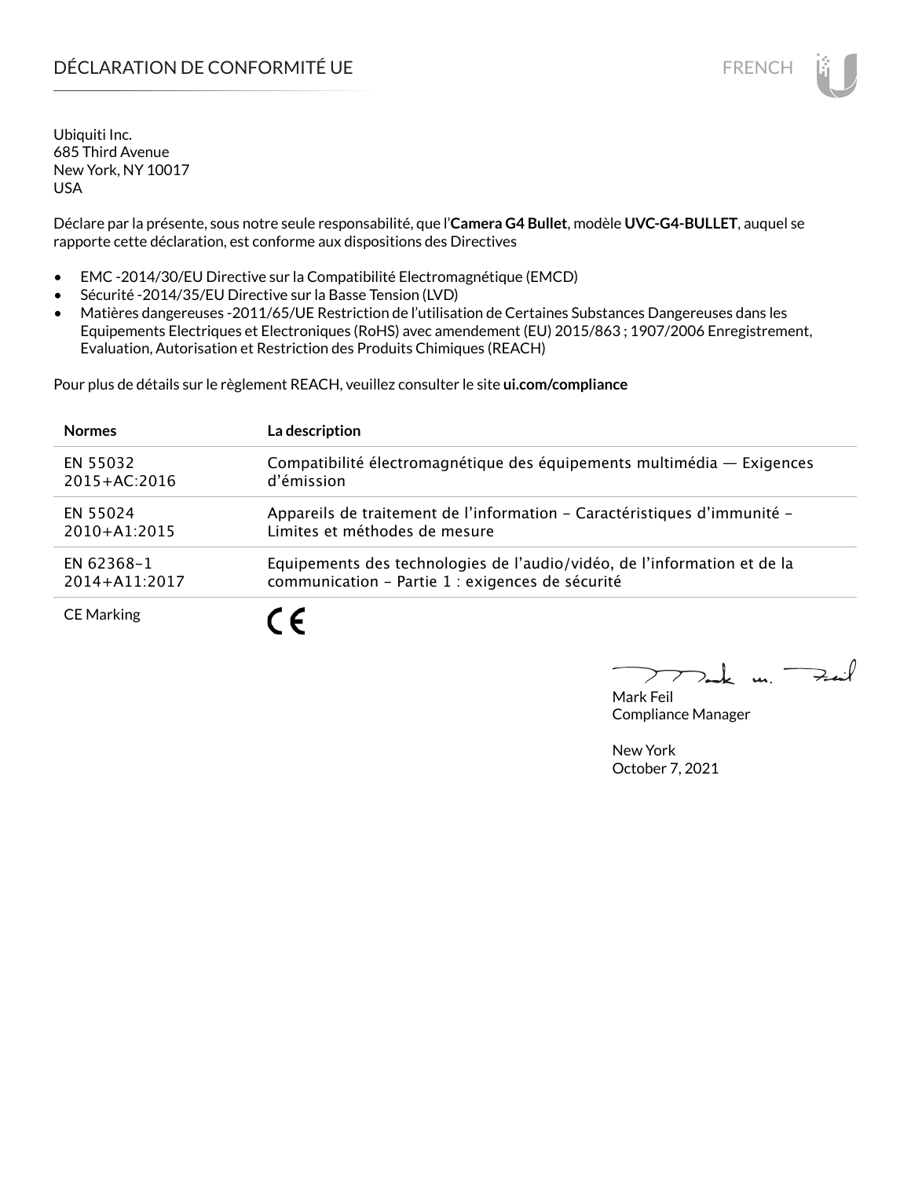# DÉCLARATION DE CONFORMITÉ UE

Ubiquiti Inc.
685 Third Avenue
New York, NY 10017
USA

Déclare par la présente, sous notre seule responsabilité, que l'**Camera G4 Bullet**, modèle **UVC-G4-BULLET**, auquel se rapporte cette déclaration, est conforme aux dispositions des Directives

- EMC -2014/30/EU Directive sur la Compatibilité Electromagnétique (EMCD)
- Sécurité -2014/35/EU Directive sur la Basse Tension (LVD)
- Matières dangereuses -2011/65/UE Restriction de l'utilisation de Certaines Substances Dangereuses dans les Equipements Electriques et Electroniques (RoHS) avec amendement (EU) 2015/863 ; 1907/2006 Enregistrement, Evaluation, Autorisation et Restriction des Produits Chimiques (REACH)

Pour plus de détails sur le règlement REACH, veuillez consulter le site **ui.com/compliance**

| **Normes** | **La description** |
|---|---|
| EN 55032 2015+AC:2016 | Compatibilité électromagnétique des équipements multimédia — Exigences d'émission |
| EN 55024 2010+A1:2015 | Appareils de traitement de l'information – Caractéristiques d'immunité – Limites et méthodes de mesure |
| EN 62368–1 2014+A11:2017 | Equipements des technologies de l'audio/vidéo, de l'information et de la communication – Partie 1 : exigences de sécurité |
| CE Marking | CE |

Mark Feil
Compliance Manager

New York
October 7, 2021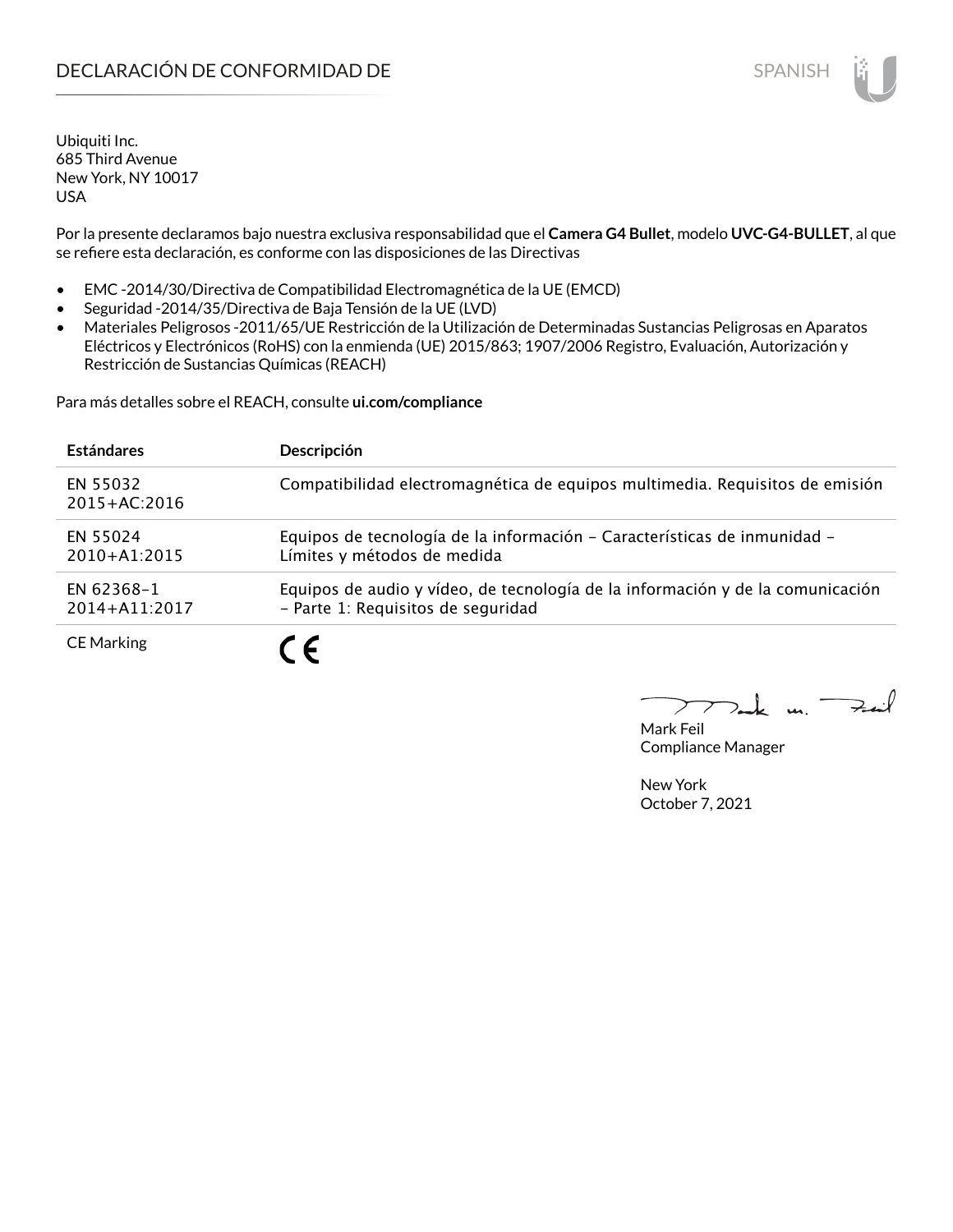# DECLARACIÓN DE CONFORMIDAD DE

SPANISH

Ubiquiti Inc.
685 Third Avenue
New York, NY 10017
USA

Por la presente declaramos bajo nuestra exclusiva responsabilidad que el **Camera G4 Bullet**, modelo **UVC-G4-BULLET**, al que se refiere esta declaración, es conforme con las disposiciones de las Directivas

- EMC -2014/30/Directiva de Compatibilidad Electromagnética de la UE (EMCD)
- Seguridad -2014/35/Directiva de Baja Tensión de la UE (LVD)
- Materiales Peligrosos -2011/65/UE Restricción de la Utilización de Determinadas Sustancias Peligrosas en Aparatos Eléctricos y Electrónicos (RoHS) con la enmienda (UE) 2015/863; 1907/2006 Registro, Evaluación, Autorización y Restricción de Sustancias Químicas (REACH)

Para más detalles sobre el REACH, consulte **ui.com/compliance**

| Estándares | Descripción |
| --- | --- |
| EN 55032 2015+AC:2016 | Compatibilidad electromagnética de equipos multimedia. Requisitos de emisión |
| EN 55024 2010+A1:2015 | Equipos de tecnología de la información – Características de inmunidad – Límites y métodos de medida |
| EN 62368-1 2014+A11:2017 | Equipos de audio y vídeo, de tecnología de la información y de la comunicación – Parte 1: Requisitos de seguridad |
| CE Marking | CE |

Mark Feil
Compliance Manager

New York
October 7, 2021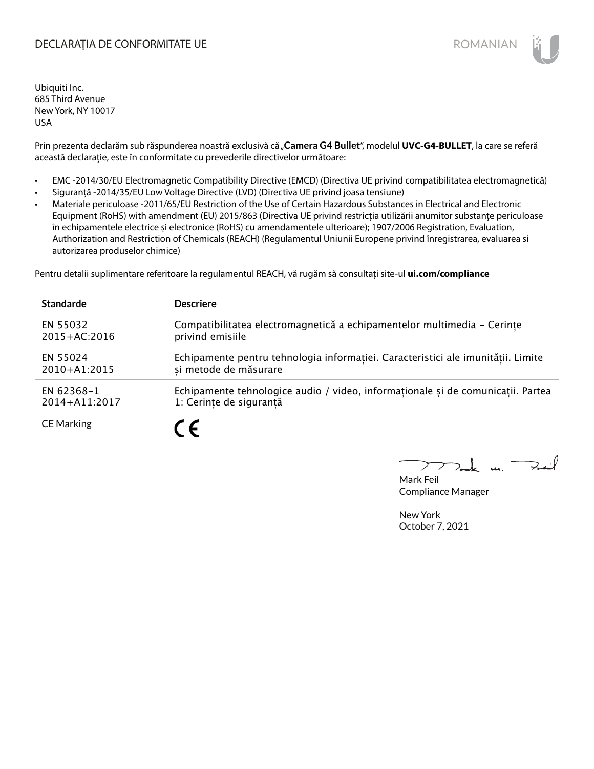# DECLARAȚIA DE CONFORMITATE UE

Ubiquiti Inc.
685 Third Avenue
New York, NY 10017
USA

Prin prezenta declarăm sub răspunderea noastră exclusivă că „**Camera G4 Bullet**", modelul **UVC-G4-BULLET**, la care se referă această declarație, este în conformitate cu prevederile directivelor următoare:

- EMC -2014/30/EU Electromagnetic Compatibility Directive (EMCD) (Directiva UE privind compatibilitatea electromagnetică)
- Siguranță -2014/35/EU Low Voltage Directive (LVD) (Directiva UE privind joasa tensiune)
- Materiale periculoase -2011/65/EU Restriction of the Use of Certain Hazardous Substances in Electrical and Electronic Equipment (RoHS) with amendment (EU) 2015/863 (Directiva UE privind restricția utilizării anumitor substanțe periculoase în echipamentele electrice și electronice (RoHS) cu amendamentele ulterioare); 1907/2006 Registration, Evaluation, Authorization and Restriction of Chemicals (REACH) (Regulamentul Uniunii Europene privind înregistrarea, evaluarea si autorizarea produselor chimice)

Pentru detalii suplimentare referitoare la regulamentul REACH, vă rugăm să consultați site-ul **ui.com/compliance**

| Standarde | Descriere |
|---|---|
| EN 55032 2015+AC:2016 | Compatibilitatea electromagnetică a echipamentelor multimedia – Cerințe privind emisiile |
| EN 55024 2010+A1:2015 | Echipamente pentru tehnologia informației. Caracteristici ale imunității. Limite și metode de măsurare |
| EN 62368-1 2014+A11:2017 | Echipamente tehnologice audio / video, informaționale și de comunicații. Partea 1: Cerințe de siguranță |
| CE Marking | CE |

Mark Feil
Compliance Manager

New York
October 7, 2021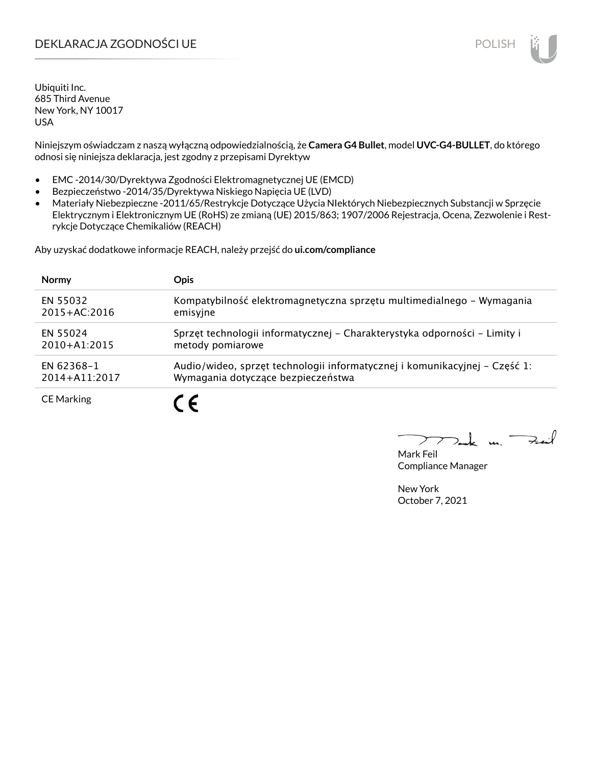# DEKLARACJA ZGODNOŚCI UE

Ubiquiti Inc.
685 Third Avenue
New York, NY 10017
USA

Niniejszym oświadczam z naszą wyłączną odpowiedzialnością, że **Camera G4 Bullet**, model **UVC-G4-BULLET**, do którego odnosi się niniejsza deklaracja, jest zgodny z przepisami Dyrektyw

- EMC -2014/30/Dyrektywa Zgodności Elektromagnetycznej UE (EMCD)
- Bezpieczeństwo -2014/35/Dyrektywa Niskiego Napięcia UE (LVD)
- Materiały Niebezpieczne -2011/65/Restrykcje Dotyczące Użycia NIektórych Niebezpiecznych Substancji w Sprzęcie Elektrycznym i Elektronicznym UE (RoHS) ze zmianą (UE) 2015/863; 1907/2006 Rejestracja, Ocena, Zezwolenie i Restrykcje Dotyczące Chemikaliów (REACH)

Aby uzyskać dodatkowe informacje REACH, należy przejść do **ui.com/compliance**

| Normy | Opis |
|---|---|
| EN 55032 2015+AC:2016 | Kompatybilność elektromagnetyczna sprzętu multimedialnego – Wymagania emisyjne |
| EN 55024 2010+A1:2015 | Sprzęt technologii informatycznej – Charakterystyka odporności – Limity i metody pomiarowe |
| EN 62368–1 2014+A11:2017 | Audio/wideo, sprzęt technologii informatycznej i komunikacyjnej – Część 1: Wymagania dotyczące bezpieczeństwa |
| CE Marking | CE |

Mark Feil
Compliance Manager

New York
October 7, 2021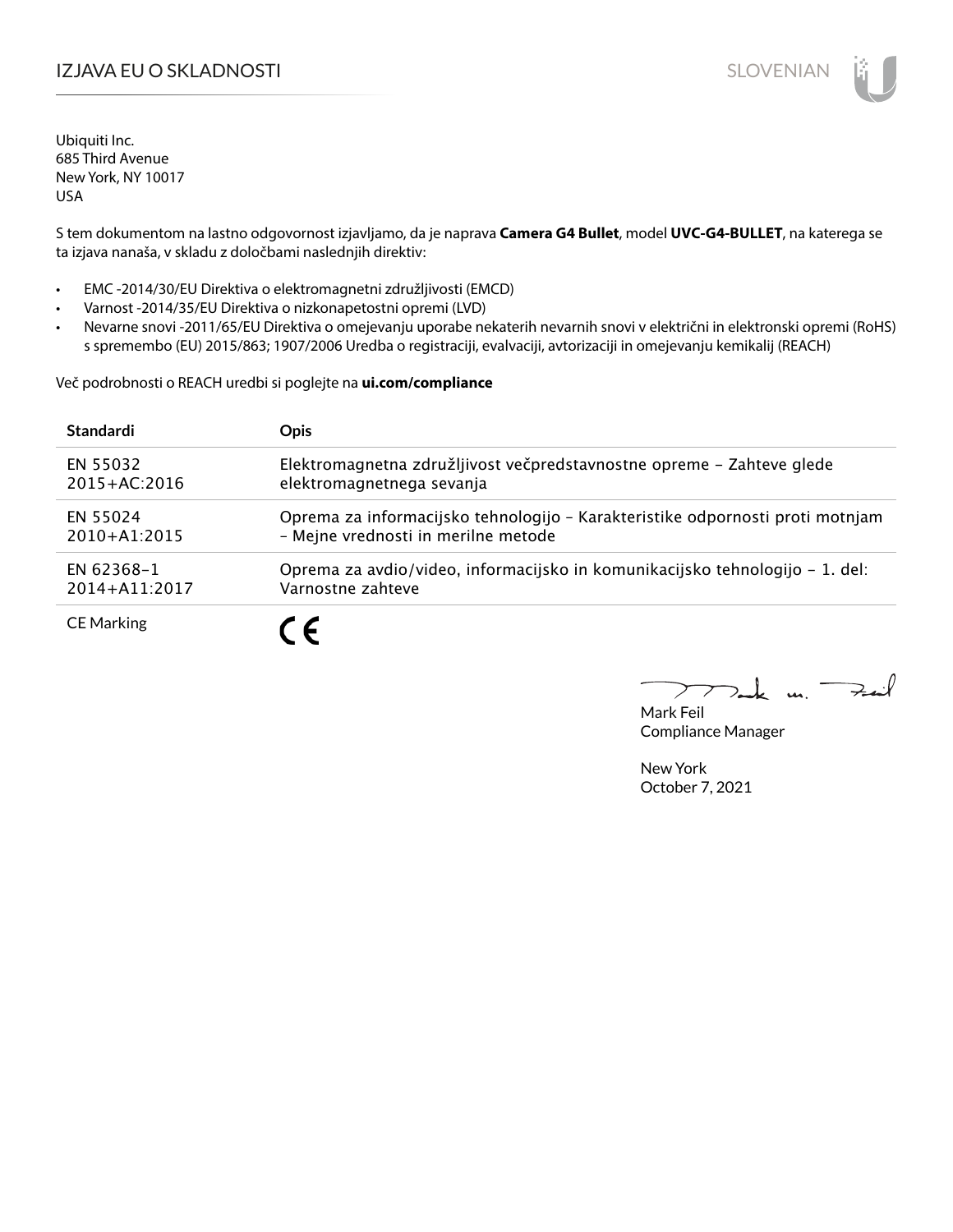# IZJAVA EU O SKLADNOSTI

Ubiquiti Inc.
685 Third Avenue
New York, NY 10017
USA

S tem dokumentom na lastno odgovornost izjavljamo, da je naprava **Camera G4 Bullet**, model **UVC-G4-BULLET**, na katerega se ta izjava nanaša, v skladu z določbami naslednjih direktiv:

- EMC -2014/30/EU Direktiva o elektromagnetni združljivosti (EMCD)
- Varnost -2014/35/EU Direktiva o nizkonapetostni opremi (LVD)
- Nevarne snovi -2011/65/EU Direktiva o omejevanju uporabe nekaterih nevarnih snovi v električni in elektronski opremi (RoHS) s spremembo (EU) 2015/863; 1907/2006 Uredba o registraciji, evalvaciji, avtorizaciji in omejevanju kemikalij (REACH)

Več podrobnosti o REACH uredbi si poglejte na **ui.com/compliance**

| Standardi | Opis |
|---|---|
| EN 55032 2015+AC:2016 | Elektromagnetna združljivost večpredstavnostne opreme – Zahteve glede elektromagnetnega sevanja |
| EN 55024 2010+A1:2015 | Oprema za informacijsko tehnologijo – Karakteristike odpornosti proti motnjam – Mejne vrednosti in merilne metode |
| EN 62368–1 2014+A11:2017 | Oprema za avdio/video, informacijsko in komunikacijsko tehnologijo – 1. del: Varnostne zahteve |
| CE Marking | CE |

Mark Feil
Compliance Manager

New York
October 7, 2021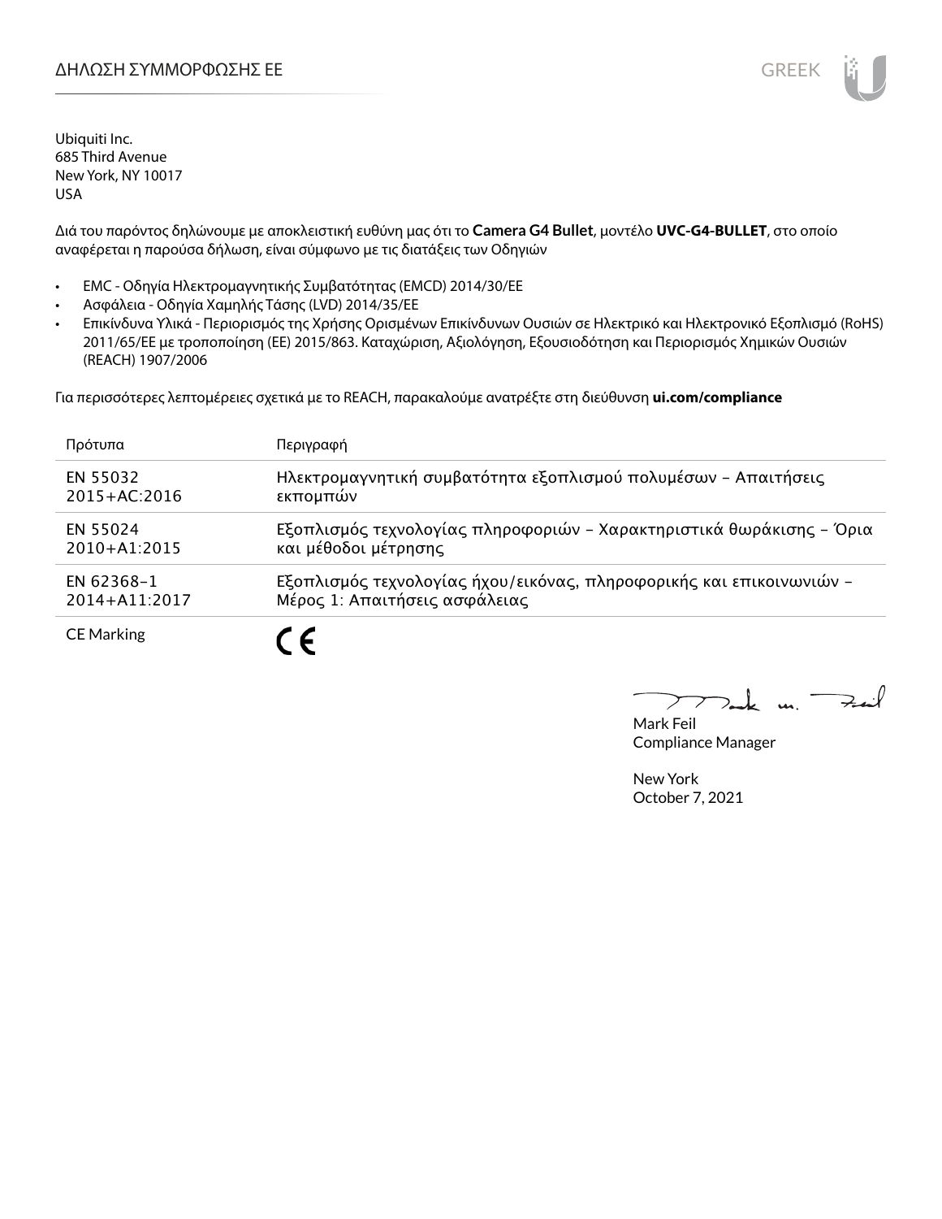# ΔΗΛΩΣΗ ΣΥΜΜΟΡΦΩΣΗΣ ΕΕ

GREEK

Ubiquiti Inc.
685 Third Avenue
New York, NY 10017
USA

Διά του παρόντος δηλώνουμε με αποκλειστική ευθύνη μας ότι το **Camera G4 Bullet**, μοντέλο **UVC-G4-BULLET**, στο οποίο αναφέρεται η παρούσα δήλωση, είναι σύμφωνο με τις διατάξεις των Οδηγιών

- EMC - Οδηγία Ηλεκτρομαγνητικής Συμβατότητας (EMCD) 2014/30/ΕΕ
- Ασφάλεια - Οδηγία Χαμηλής Τάσης (LVD) 2014/35/ΕΕ
- Επικίνδυνα Υλικά - Περιορισμός της Χρήσης Ορισμένων Επικίνδυνων Ουσιών σε Ηλεκτρικό και Ηλεκτρονικό Εξοπλισμό (RoHS) 2011/65/ΕΕ με τροποποίηση (ΕΕ) 2015/863. Καταχώριση, Αξιολόγηση, Εξουσιοδότηση και Περιορισμός Χημικών Ουσιών (REACH) 1907/2006

Για περισσότερες λεπτομέρειες σχετικά με το REACH, παρακαλούμε ανατρέξτε στη διεύθυνση **ui.com/compliance**

| Πρότυπα | Περιγραφή |
|---|---|
| EN 55032 2015+AC:2016 | Ηλεκτρομαγνητική συμβατότητα εξοπλισμού πολυμέσων – Απαιτήσεις εκπομπών |
| EN 55024 2010+A1:2015 | Εξοπλισμός τεχνολογίας πληροφοριών – Χαρακτηριστικά θωράκισης – Όρια και μέθοδοι μέτρησης |
| EN 62368-1 2014+A11:2017 | Εξοπλισμός τεχνολογίας ήχου/εικόνας, πληροφορικής και επικοινωνιών – Μέρος 1: Απαιτήσεις ασφάλειας |
| CE Marking | CE |

Mark Feil
Compliance Manager

New York
October 7, 2021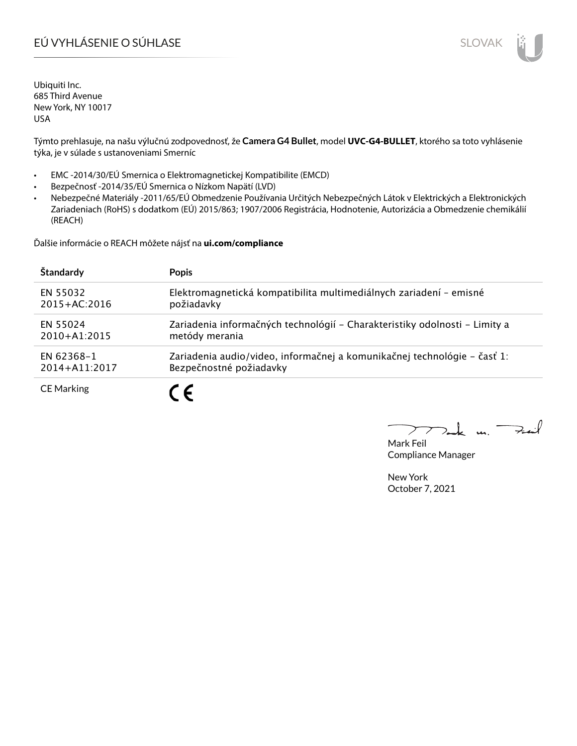# EÚ VYHLÁSENIE O SÚHLASE

Ubiquiti Inc.
685 Third Avenue
New York, NY 10017
USA

Týmto prehlasuje, na našu výlučnú zodpovednosť, že **Camera G4 Bullet**, model **UVC-G4-BULLET**, ktorého sa toto vyhlásenie týka, je v súlade s ustanoveniami Smerníc

- EMC -2014/30/EÚ Smernica o Elektromagnetickej Kompatibilite (EMCD)
- Bezpečnosť -2014/35/EÚ Smernica o Nízkom Napätí (LVD)
- Nebezpečné Materiály -2011/65/EÚ Obmedzenie Používania Určitých Nebezpečných Látok v Elektrických a Elektronických Zariadeniach (RoHS) s dodatkom (EÚ) 2015/863; 1907/2006 Registrácia, Hodnotenie, Autorizácia a Obmedzenie chemikálií (REACH)

Ďalšie informácie o REACH môžete nájsť na **ui.com/compliance**

| Štandardy | Popis |
|---|---|
| EN 55032 2015+AC:2016 | Elektromagnetická kompatibilita multimediálnych zariadení – emisné požiadavky |
| EN 55024 2010+A1:2015 | Zariadenia informačných technológií – Charakteristiky odolnosti – Limity a metódy merania |
| EN 62368-1 2014+A11:2017 | Zariadenia audio/video, informačnej a komunikačnej technológie – časť 1: Bezpečnostné požiadavky |
| CE Marking | CE |

Mark Feil
Compliance Manager

New York
October 7, 2021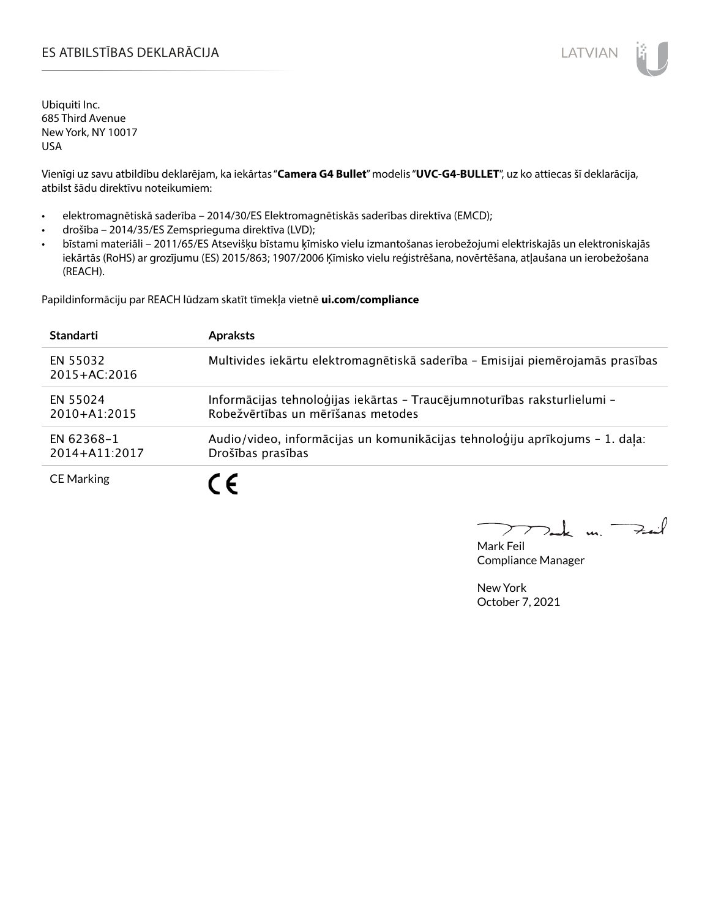# ES ATBILSTĪBAS DEKLARĀCIJA

Ubiquiti Inc.
685 Third Avenue
New York, NY 10017
USA

Vienīgi uz savu atbildību deklarējam, ka iekārtas "**Camera G4 Bullet**" modelis "**UVC-G4-BULLET**", uz ko attiecas šī deklarācija, atbilst šādu direktīvu noteikumiem:

- elektromagnētiskā saderība – 2014/30/ES Elektromagnētiskās saderības direktīva (EMCD);
- drošība – 2014/35/ES Zemsprieguma direktīva (LVD);
- bīstami materiāli – 2011/65/ES Atsevišķu bīstamu ķīmisko vielu izmantošanas ierobežojumi elektriskajās un elektroniskajās iekārtās (RoHS) ar grozījumu (ES) 2015/863; 1907/2006 Ķīmisko vielu reģistrēšana, novērtēšana, atļaušana un ierobežošana (REACH).

Papildinformāciju par REACH lūdzam skatīt tīmekļa vietnē **ui.com/compliance**

| Standarti | Apraksts |
|---|---|
| EN 55032 2015+AC:2016 | Multivides iekārtu elektromagnētiskā saderība – Emisijai piemērojamās prasības |
| EN 55024 2010+A1:2015 | Informācijas tehnoloģijas iekārtas – Traucējumnoturības raksturlielumi – Robežvērtības un mērīšanas metodes |
| EN 62368-1 2014+A11:2017 | Audio/video, informācijas un komunikācijas tehnoloģiju aprīkojums – 1. daļa: Drošības prasības |
| CE Marking | CE |

Mark Feil
Compliance Manager

New York
October 7, 2021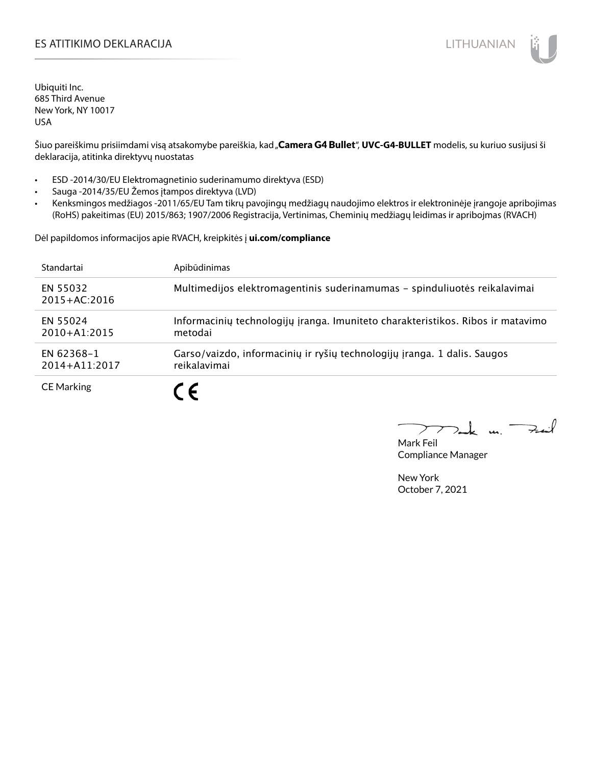# ES ATITIKIMO DEKLARACIJA

Ubiquiti Inc.
685 Third Avenue
New York, NY 10017
USA

Šiuo pareiškimu prisiimdami visą atsakomybe pareiškia, kad „**Camera G4 Bullet**", **UVC-G4-BULLET** modelis, su kuriuo susijusi ši deklaracija, atitinka direktyvų nuostatas

- ESD -2014/30/EU Elektromagnetinio suderinamumo direktyva (ESD)
- Sauga -2014/35/EU Žemos įtampos direktyva (LVD)
- Kenksmingos medžiagos -2011/65/EU Tam tikrų pavojingų medžiagų naudojimo elektros ir elektroninėje įrangoje apribojimas (RoHS) pakeitimas (EU) 2015/863; 1907/2006 Registracija, Vertinimas, Cheminių medžiagų leidimas ir apribojmas (RVACH)

Dėl papildomos informacijos apie RVACH, kreipkitės į **ui.com/compliance**

| Standartai | Apibūdinimas |
|---|---|
| EN 55032 2015+AC:2016 | Multimedijos elektromagentinis suderinamumas – spinduliuotės reikalavimai |
| EN 55024 2010+A1:2015 | Informacinių technologijų įranga. Imuniteto charakteristikos. Ribos ir matavimo metodai |
| EN 62368-1 2014+A11:2017 | Garso/vaizdo, informacinių ir ryšių technologijų įranga. 1 dalis. Saugos reikalavimai |
| CE Marking | CE |

Mark Feil
Compliance Manager

New York
October 7, 2021